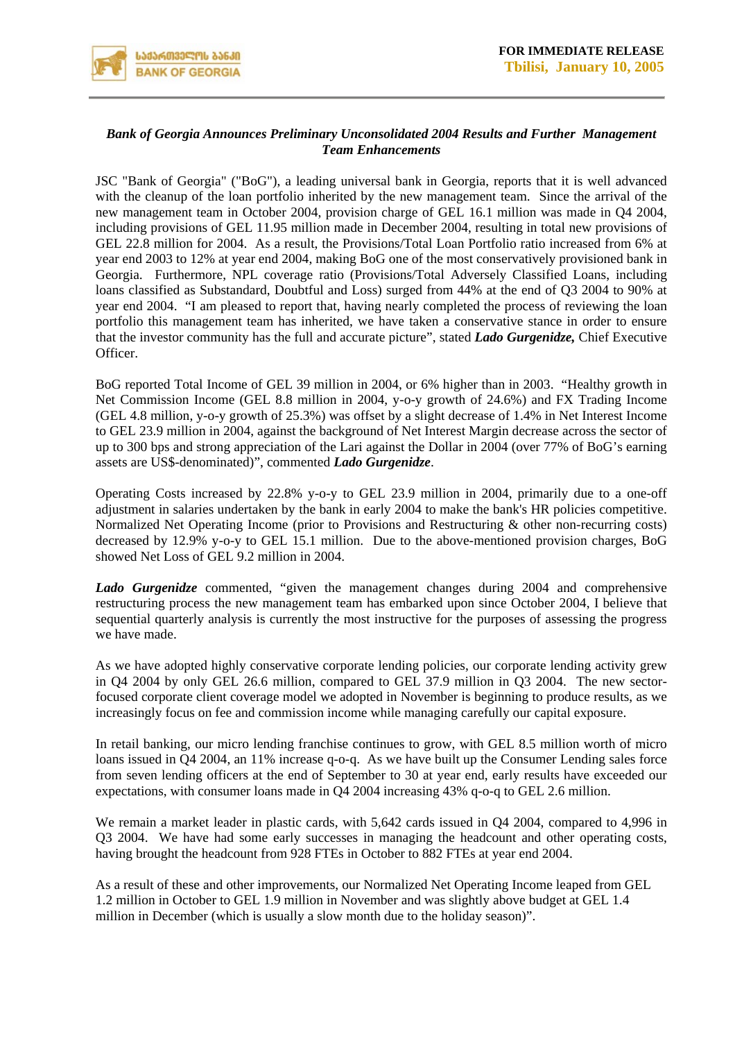FOR IMMEDIATE RELEASE
**Tbilisi, January 10, 2005**

***Bank of Georgia Announces Preliminary Unconsolidated 2004 Results and Further Management Team Enhancements***

JSC "Bank of Georgia" ("BoG"), a leading universal bank in Georgia, reports that it is well advanced with the cleanup of the loan portfolio inherited by the new management team. Since the arrival of the new management team in October 2004, provision charge of GEL 16.1 million was made in Q4 2004, including provisions of GEL 11.95 million made in December 2004, resulting in total new provisions of GEL 22.8 million for 2004. As a result, the Provisions/Total Loan Portfolio ratio increased from 6% at year end 2003 to 12% at year end 2004, making BoG one of the most conservatively provisioned bank in Georgia. Furthermore, NPL coverage ratio (Provisions/Total Adversely Classified Loans, including loans classified as Substandard, Doubtful and Loss) surged from 44% at the end of Q3 2004 to 90% at year end 2004. "I am pleased to report that, having nearly completed the process of reviewing the loan portfolio this management team has inherited, we have taken a conservative stance in order to ensure that the investor community has the full and accurate picture", stated ***Lado Gurgenidze,*** Chief Executive Officer.

BoG reported Total Income of GEL 39 million in 2004, or 6% higher than in 2003. "Healthy growth in Net Commission Income (GEL 8.8 million in 2004, y-o-y growth of 24.6%) and FX Trading Income (GEL 4.8 million, y-o-y growth of 25.3%) was offset by a slight decrease of 1.4% in Net Interest Income to GEL 23.9 million in 2004, against the background of Net Interest Margin decrease across the sector of up to 300 bps and strong appreciation of the Lari against the Dollar in 2004 (over 77% of BoG's earning assets are US$-denominated)", commented ***Lado Gurgenidze***.

Operating Costs increased by 22.8% y-o-y to GEL 23.9 million in 2004, primarily due to a one-off adjustment in salaries undertaken by the bank in early 2004 to make the bank's HR policies competitive. Normalized Net Operating Income (prior to Provisions and Restructuring & other non-recurring costs) decreased by 12.9% y-o-y to GEL 15.1 million. Due to the above-mentioned provision charges, BoG showed Net Loss of GEL 9.2 million in 2004.

***Lado Gurgenidze*** commented, "given the management changes during 2004 and comprehensive restructuring process the new management team has embarked upon since October 2004, I believe that sequential quarterly analysis is currently the most instructive for the purposes of assessing the progress we have made.

As we have adopted highly conservative corporate lending policies, our corporate lending activity grew in Q4 2004 by only GEL 26.6 million, compared to GEL 37.9 million in Q3 2004. The new sector-focused corporate client coverage model we adopted in November is beginning to produce results, as we increasingly focus on fee and commission income while managing carefully our capital exposure.

In retail banking, our micro lending franchise continues to grow, with GEL 8.5 million worth of micro loans issued in Q4 2004, an 11% increase q-o-q. As we have built up the Consumer Lending sales force from seven lending officers at the end of September to 30 at year end, early results have exceeded our expectations, with consumer loans made in Q4 2004 increasing 43% q-o-q to GEL 2.6 million.

We remain a market leader in plastic cards, with 5,642 cards issued in Q4 2004, compared to 4,996 in Q3 2004. We have had some early successes in managing the headcount and other operating costs, having brought the headcount from 928 FTEs in October to 882 FTEs at year end 2004.

As a result of these and other improvements, our Normalized Net Operating Income leaped from GEL 1.2 million in October to GEL 1.9 million in November and was slightly above budget at GEL 1.4 million in December (which is usually a slow month due to the holiday season)".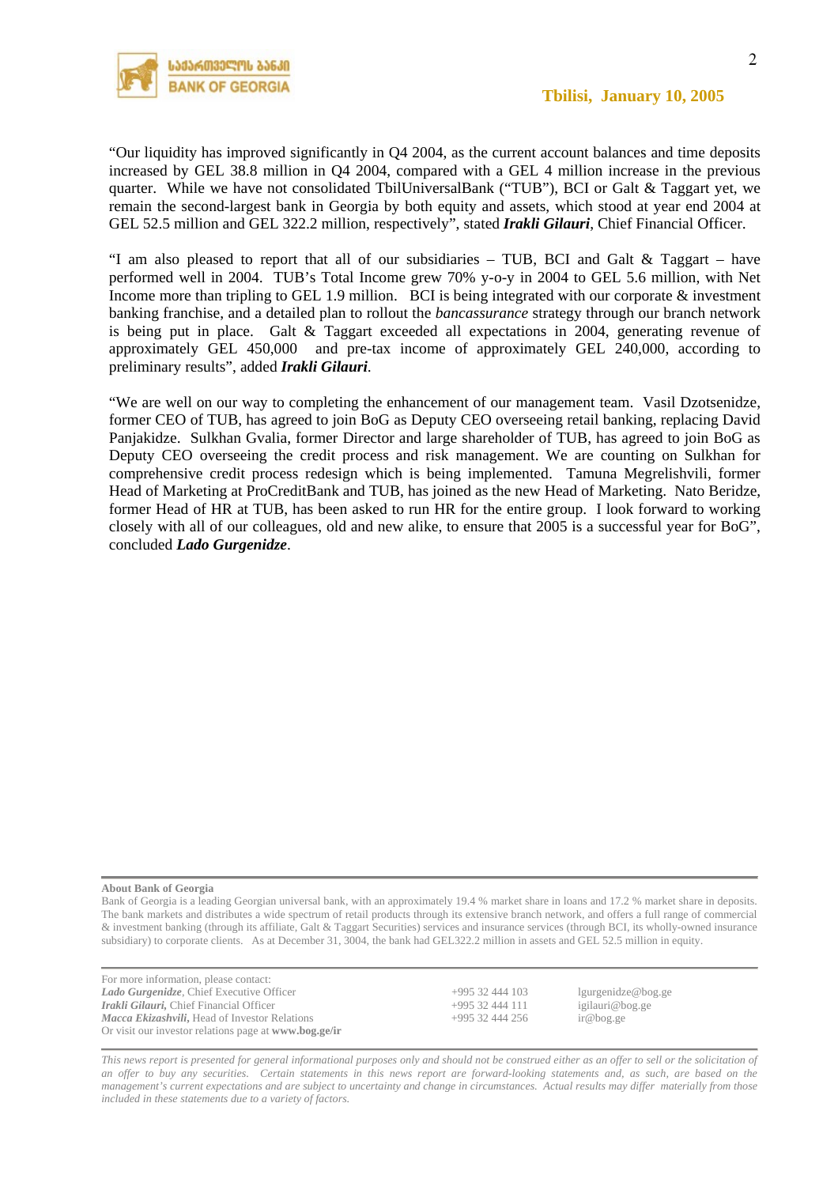Tbilisi, January 10, 2005

"Our liquidity has improved significantly in Q4 2004, as the current account balances and time deposits increased by GEL 38.8 million in Q4 2004, compared with a GEL 4 million increase in the previous quarter. While we have not consolidated TbilUniversalBank ("TUB"), BCI or Galt & Taggart yet, we remain the second-largest bank in Georgia by both equity and assets, which stood at year end 2004 at GEL 52.5 million and GEL 322.2 million, respectively", stated ***Irakli Gilauri***, Chief Financial Officer.

"I am also pleased to report that all of our subsidiaries – TUB, BCI and Galt & Taggart – have performed well in 2004. TUB's Total Income grew 70% y-o-y in 2004 to GEL 5.6 million, with Net Income more than tripling to GEL 1.9 million. BCI is being integrated with our corporate & investment banking franchise, and a detailed plan to rollout the *bancassurance* strategy through our branch network is being put in place. Galt & Taggart exceeded all expectations in 2004, generating revenue of approximately GEL 450,000 and pre-tax income of approximately GEL 240,000, according to preliminary results", added ***Irakli Gilauri***.

"We are well on our way to completing the enhancement of our management team. Vasil Dzotsenidze, former CEO of TUB, has agreed to join BoG as Deputy CEO overseeing retail banking, replacing David Panjakidze. Sulkhan Gvalia, former Director and large shareholder of TUB, has agreed to join BoG as Deputy CEO overseeing the credit process and risk management. We are counting on Sulkhan for comprehensive credit process redesign which is being implemented. Tamuna Megrelishvili, former Head of Marketing at ProCreditBank and TUB, has joined as the new Head of Marketing. Nato Beridze, former Head of HR at TUB, has been asked to run HR for the entire group. I look forward to working closely with all of our colleagues, old and new alike, to ensure that 2005 is a successful year for BoG", concluded ***Lado Gurgenidze***.

---

**About Bank of Georgia**

Bank of Georgia is a leading Georgian universal bank, with an approximately 19.4 % market share in loans and 17.2 % market share in deposits. The bank markets and distributes a wide spectrum of retail products through its extensive branch network, and offers a full range of commercial & investment banking (through its affiliate, Galt & Taggart Securities) services and insurance services (through BCI, its wholly-owned insurance subsidiary) to corporate clients. As at December 31, 3004, the bank had GEL322.2 million in assets and GEL 52.5 million in equity.

---

For more information, please contact:

| | | |
|---|---|---|
| ***Lado Gurgenidze***, Chief Executive Officer | +995 32 444 103 | lgurgenidze@bog.ge |
| ***Irakli Gilauri,*** Chief Financial Officer | +995 32 444 111 | igilauri@bog.ge |
| ***Macca Ekizashvili,*** Head of Investor Relations | +995 32 444 256 | ir@bog.ge |

Or visit our investor relations page at **www.bog.ge/ir**

---

*This news report is presented for general informational purposes only and should not be construed either as an offer to sell or the solicitation of an offer to buy any securities. Certain statements in this news report are forward-looking statements and, as such, are based on the management's current expectations and are subject to uncertainty and change in circumstances. Actual results may differ materially from those included in these statements due to a variety of factors.*